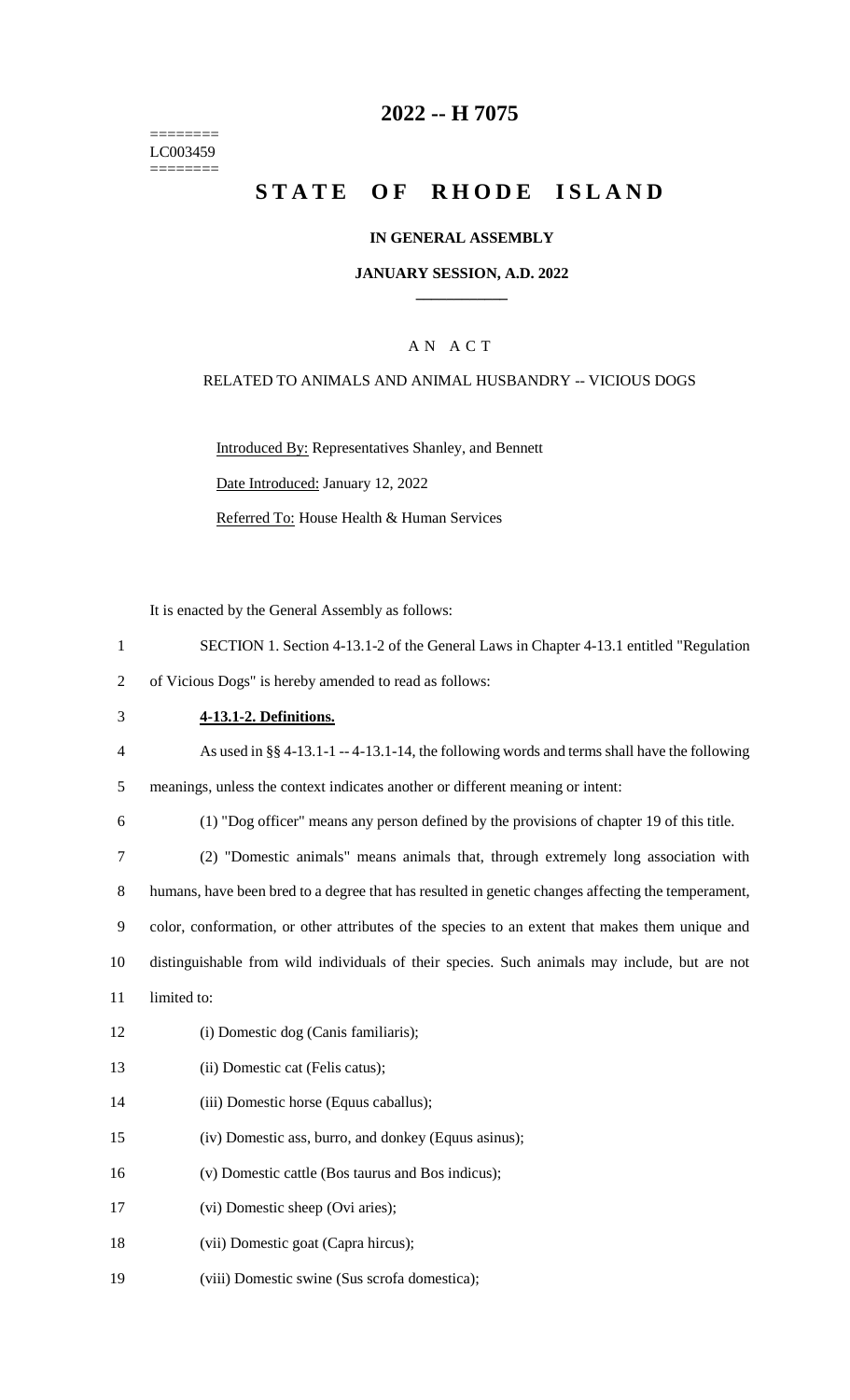========
LC003459
========

# 2022 -- H 7075

# STATE OF RHODE ISLAND

## IN GENERAL ASSEMBLY

### JANUARY SESSION, A.D. 2022

AN ACT

RELATED TO ANIMALS AND ANIMAL HUSBANDRY -- VICIOUS DOGS

Introduced By: Representatives Shanley, and Bennett

Date Introduced: January 12, 2022

Referred To: House Health & Human Services

It is enacted by the General Assembly as follows:

1 SECTION 1. Section 4-13.1-2 of the General Laws in Chapter 4-13.1 entitled "Regulation
2 of Vicious Dogs" is hereby amended to read as follows:

3 **4-13.1-2. Definitions.**

4 As used in §§ 4-13.1-1 -- 4-13.1-14, the following words and terms shall have the following
5 meanings, unless the context indicates another or different meaning or intent:

6 (1) "Dog officer" means any person defined by the provisions of chapter 19 of this title.

7 (2) "Domestic animals" means animals that, through extremely long association with
8 humans, have been bred to a degree that has resulted in genetic changes affecting the temperament,
9 color, conformation, or other attributes of the species to an extent that makes them unique and
10 distinguishable from wild individuals of their species. Such animals may include, but are not
11 limited to:

12 (i) Domestic dog (Canis familiaris);

13 (ii) Domestic cat (Felis catus);

14 (iii) Domestic horse (Equus caballus);

15 (iv) Domestic ass, burro, and donkey (Equus asinus);

16 (v) Domestic cattle (Bos taurus and Bos indicus);

17 (vi) Domestic sheep (Ovi aries);

18 (vii) Domestic goat (Capra hircus);

19 (viii) Domestic swine (Sus scrofa domestica);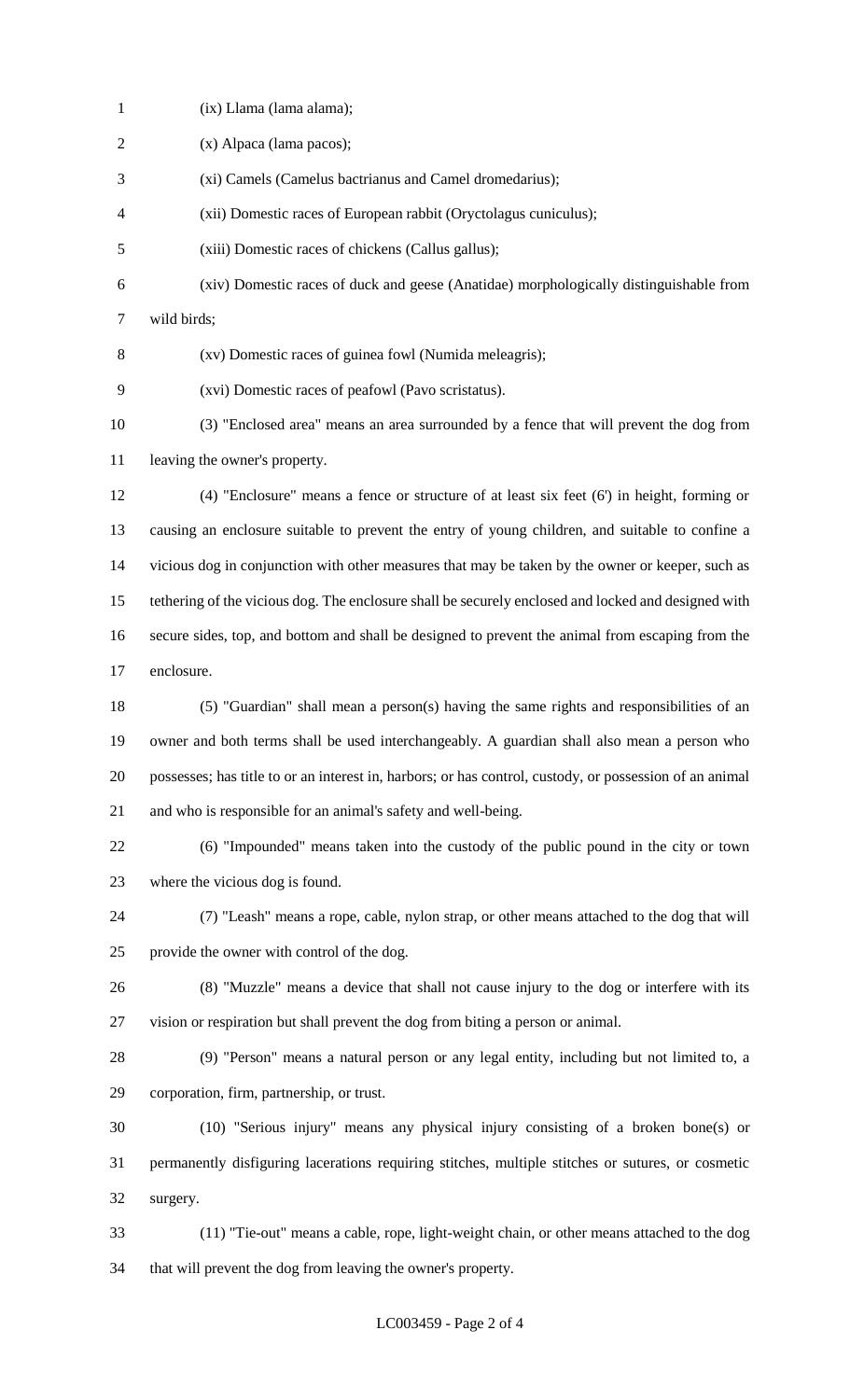(ix) Llama (lama alama);

(x) Alpaca (lama pacos);

(xi) Camels (Camelus bactrianus and Camel dromedarius);

(xii) Domestic races of European rabbit (Oryctolagus cuniculus);

(xiii) Domestic races of chickens (Callus gallus);

(xiv) Domestic races of duck and geese (Anatidae) morphologically distinguishable from wild birds;

(xv) Domestic races of guinea fowl (Numida meleagris);

(xvi) Domestic races of peafowl (Pavo scristatus).

(3) "Enclosed area" means an area surrounded by a fence that will prevent the dog from leaving the owner's property.

(4) "Enclosure" means a fence or structure of at least six feet (6') in height, forming or causing an enclosure suitable to prevent the entry of young children, and suitable to confine a vicious dog in conjunction with other measures that may be taken by the owner or keeper, such as tethering of the vicious dog. The enclosure shall be securely enclosed and locked and designed with secure sides, top, and bottom and shall be designed to prevent the animal from escaping from the enclosure.

(5) "Guardian" shall mean a person(s) having the same rights and responsibilities of an owner and both terms shall be used interchangeably. A guardian shall also mean a person who possesses; has title to or an interest in, harbors; or has control, custody, or possession of an animal and who is responsible for an animal's safety and well-being.

(6) "Impounded" means taken into the custody of the public pound in the city or town where the vicious dog is found.

(7) "Leash" means a rope, cable, nylon strap, or other means attached to the dog that will provide the owner with control of the dog.

(8) "Muzzle" means a device that shall not cause injury to the dog or interfere with its vision or respiration but shall prevent the dog from biting a person or animal.

(9) "Person" means a natural person or any legal entity, including but not limited to, a corporation, firm, partnership, or trust.

(10) "Serious injury" means any physical injury consisting of a broken bone(s) or permanently disfiguring lacerations requiring stitches, multiple stitches or sutures, or cosmetic surgery.

(11) "Tie-out" means a cable, rope, light-weight chain, or other means attached to the dog that will prevent the dog from leaving the owner's property.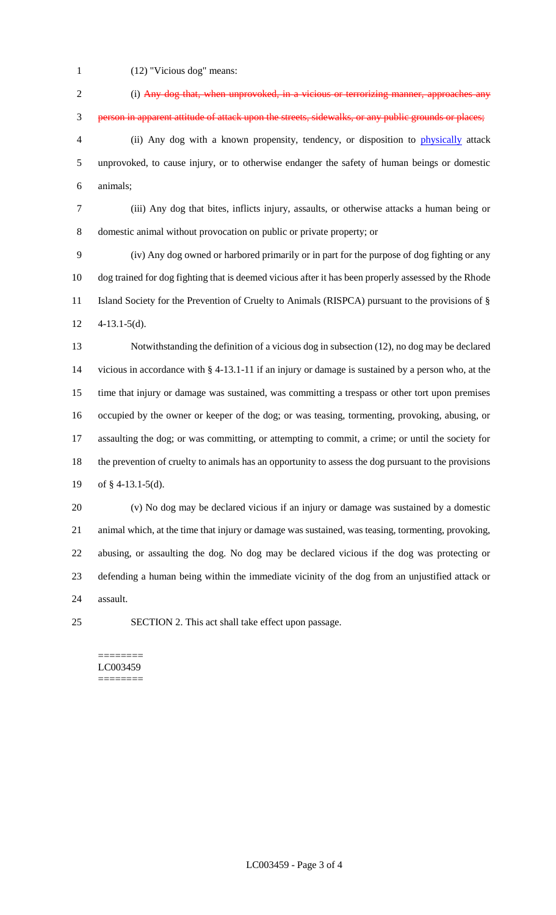(12) "Vicious dog" means:

(i) ~~Any dog that, when unprovoked, in a vicious or terrorizing manner, approaches any person in apparent attitude of attack upon the streets, sidewalks, or any public grounds or places;~~

(ii) Any dog with a known propensity, tendency, or disposition to physically attack unprovoked, to cause injury, or to otherwise endanger the safety of human beings or domestic animals;

(iii) Any dog that bites, inflicts injury, assaults, or otherwise attacks a human being or domestic animal without provocation on public or private property; or

(iv) Any dog owned or harbored primarily or in part for the purpose of dog fighting or any dog trained for dog fighting that is deemed vicious after it has been properly assessed by the Rhode Island Society for the Prevention of Cruelty to Animals (RISPCA) pursuant to the provisions of § 4-13.1-5(d).

Notwithstanding the definition of a vicious dog in subsection (12), no dog may be declared vicious in accordance with § 4-13.1-11 if an injury or damage is sustained by a person who, at the time that injury or damage was sustained, was committing a trespass or other tort upon premises occupied by the owner or keeper of the dog; or was teasing, tormenting, provoking, abusing, or assaulting the dog; or was committing, or attempting to commit, a crime; or until the society for the prevention of cruelty to animals has an opportunity to assess the dog pursuant to the provisions of § 4-13.1-5(d).

(v) No dog may be declared vicious if an injury or damage was sustained by a domestic animal which, at the time that injury or damage was sustained, was teasing, tormenting, provoking, abusing, or assaulting the dog. No dog may be declared vicious if the dog was protecting or defending a human being within the immediate vicinity of the dog from an unjustified attack or assault.

SECTION 2. This act shall take effect upon passage.

========
LC003459
========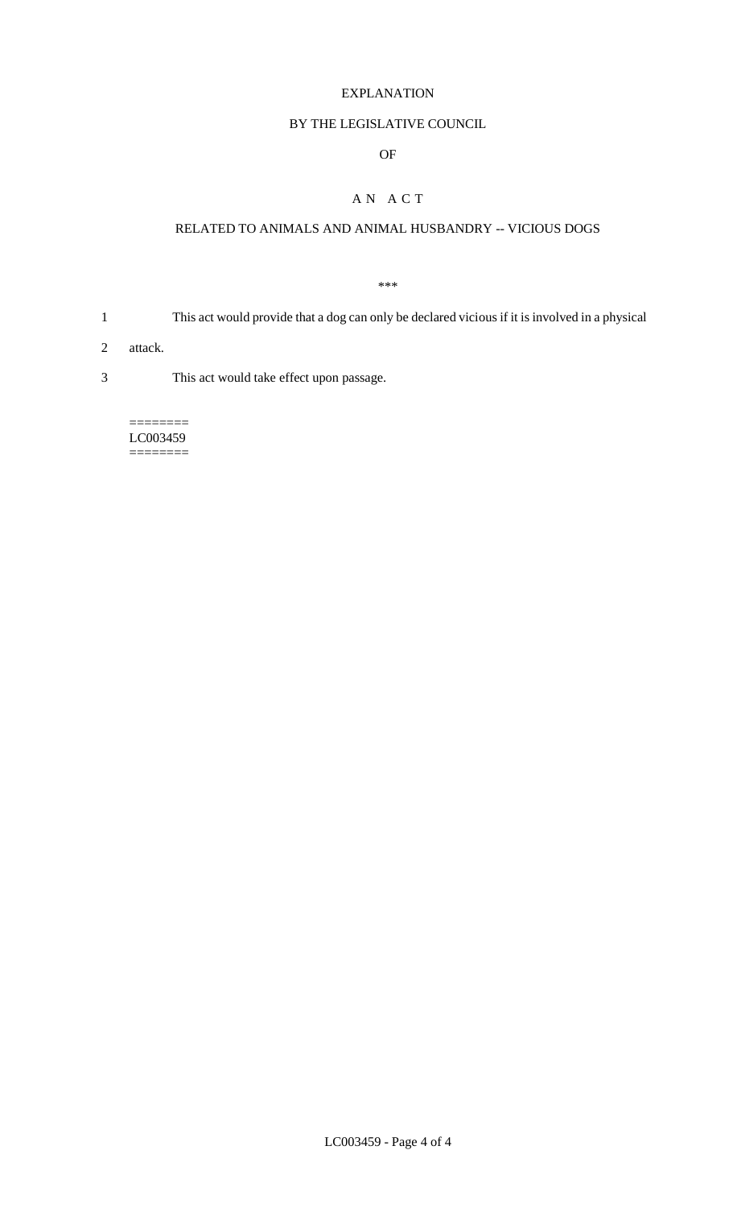EXPLANATION

BY THE LEGISLATIVE COUNCIL

OF

A N A C T

RELATED TO ANIMALS AND ANIMAL HUSBANDRY -- VICIOUS DOGS

\*\*\*

1 This act would provide that a dog can only be declared vicious if it is involved in a physical

2 attack.

3 This act would take effect upon passage.

========
LC003459
========